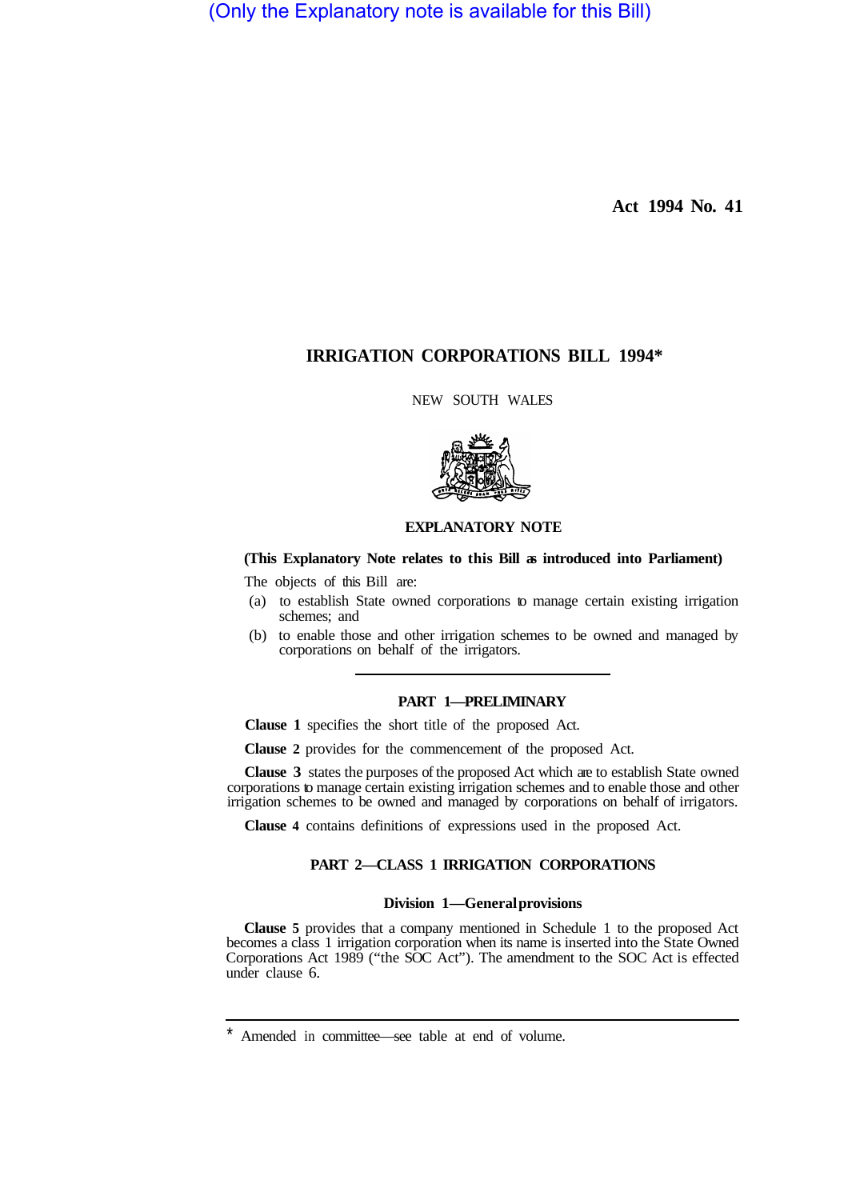(Only the Explanatory note is available for this Bill)

**Act 1994 No. 41**

# IRRIGATION CORPORATIONS BILL 1994*

NEW SOUTH WALES

## EXPLANATORY NOTE

**(This Explanatory Note relates to this Bill as introduced into Parliament)**

The objects of this Bill are:

(a) to establish State owned corporations to manage certain existing irrigation schemes; and

(b) to enable those and other irrigation schemes to be owned and managed by corporations on behalf of the irrigators.

### PART 1—PRELIMINARY

**Clause 1** specifies the short title of the proposed Act.

**Clause 2** provides for the commencement of the proposed Act.

**Clause 3** states the purposes of the proposed Act which are to establish State owned corporations to manage certain existing irrigation schemes and to enable those and other irrigation schemes to be owned and managed by corporations on behalf of irrigators.

**Clause 4** contains definitions of expressions used in the proposed Act.

### PART 2—CLASS 1 IRRIGATION CORPORATIONS

#### Division 1—General provisions

**Clause 5** provides that a company mentioned in Schedule 1 to the proposed Act becomes a class 1 irrigation corporation when its name is inserted into the State Owned Corporations Act 1989 ("the SOC Act"). The amendment to the SOC Act is effected under clause 6.

---

\* Amended in committee—see table at end of volume.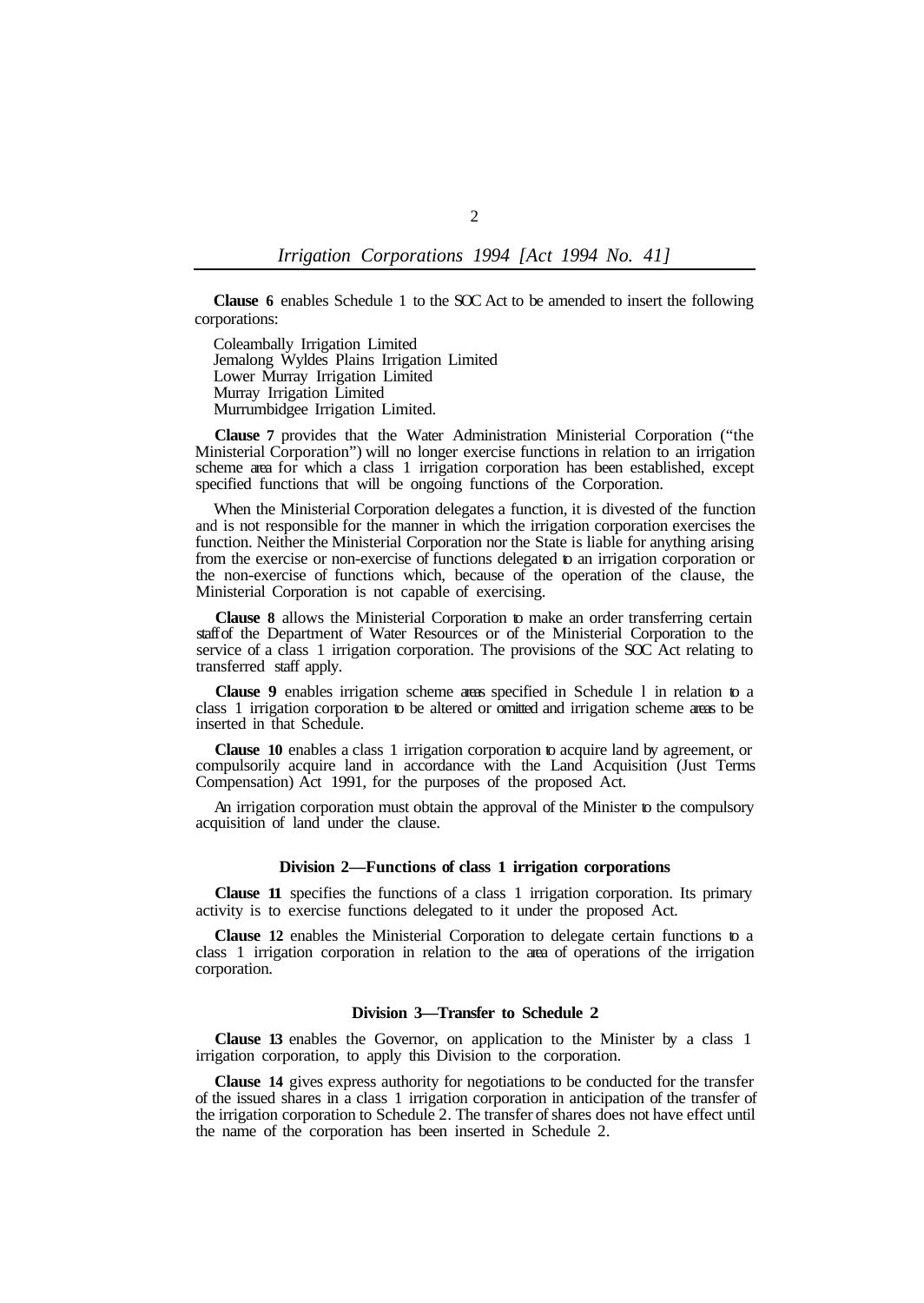**Clause 6** enables Schedule 1 to the SOC Act to be amended to insert the following corporations:

Coleambally Irrigation Limited
Jemalong Wyldes Plains Irrigation Limited
Lower Murray Irrigation Limited
Murray Irrigation Limited
Murrumbidgee Irrigation Limited.

**Clause 7** provides that the Water Administration Ministerial Corporation ("the Ministerial Corporation") will no longer exercise functions in relation to an irrigation scheme area for which a class 1 irrigation corporation has been established, except specified functions that will be ongoing functions of the Corporation.

When the Ministerial Corporation delegates a function, it is divested of the function and is not responsible for the manner in which the irrigation corporation exercises the function. Neither the Ministerial Corporation nor the State is liable for anything arising from the exercise or non-exercise of functions delegated to an irrigation corporation or the non-exercise of functions which, because of the operation of the clause, the Ministerial Corporation is not capable of exercising.

**Clause 8** allows the Ministerial Corporation to make an order transferring certain staff of the Department of Water Resources or of the Ministerial Corporation to the service of a class 1 irrigation corporation. The provisions of the SOC Act relating to transferred staff apply.

**Clause 9** enables irrigation scheme areas specified in Schedule 1 in relation to a class 1 irrigation corporation to be altered or omitted and irrigation scheme areas to be inserted in that Schedule.

**Clause 10** enables a class 1 irrigation corporation to acquire land by agreement, or compulsorily acquire land in accordance with the Land Acquisition (Just Terms Compensation) Act 1991, for the purposes of the proposed Act.

An irrigation corporation must obtain the approval of the Minister to the compulsory acquisition of land under the clause.

### Division 2—Functions of class 1 irrigation corporations

**Clause 11** specifies the functions of a class 1 irrigation corporation. Its primary activity is to exercise functions delegated to it under the proposed Act.

**Clause 12** enables the Ministerial Corporation to delegate certain functions to a class 1 irrigation corporation in relation to the area of operations of the irrigation corporation.

### Division 3—Transfer to Schedule 2

**Clause 13** enables the Governor, on application to the Minister by a class 1 irrigation corporation, to apply this Division to the corporation.

**Clause 14** gives express authority for negotiations to be conducted for the transfer of the issued shares in a class 1 irrigation corporation in anticipation of the transfer of the irrigation corporation to Schedule 2. The transfer of shares does not have effect until the name of the corporation has been inserted in Schedule 2.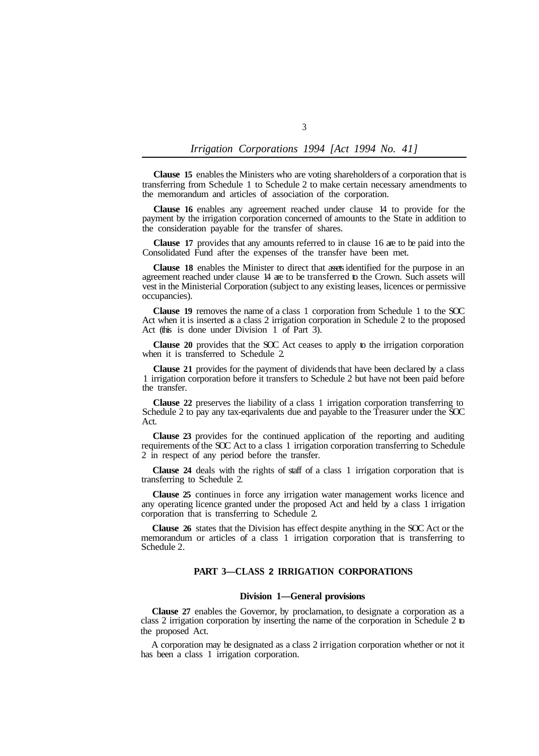**Clause 15** enables the Ministers who are voting shareholders of a corporation that is transferring from Schedule 1 to Schedule 2 to make certain necessary amendments to the memorandum and articles of association of the corporation.

**Clause 16** enables any agreement reached under clause 14 to provide for the payment by the irrigation corporation concerned of amounts to the State in addition to the consideration payable for the transfer of shares.

**Clause 17** provides that any amounts referred to in clause 16 are to be paid into the Consolidated Fund after the expenses of the transfer have been met.

**Clause 18** enables the Minister to direct that assets identified for the purpose in an agreement reached under clause 14 are to be transferred to the Crown. Such assets will vest in the Ministerial Corporation (subject to any existing leases, licences or permissive occupancies).

**Clause 19** removes the name of a class 1 corporation from Schedule 1 to the SOC Act when it is inserted as a class 2 irrigation corporation in Schedule 2 to the proposed Act (this is done under Division 1 of Part 3).

**Clause 20** provides that the SOC Act ceases to apply to the irrigation corporation when it is transferred to Schedule 2.

**Clause 21** provides for the payment of dividends that have been declared by a class 1 irrigation corporation before it transfers to Schedule 2 but have not been paid before the transfer.

**Clause 22** preserves the liability of a class 1 irrigation corporation transferring to Schedule 2 to pay any tax-eqarivalents due and payable to the Treasurer under the SOC Act.

**Clause 23** provides for the continued application of the reporting and auditing requirements of the SOC Act to a class 1 irrigation corporation transferring to Schedule 2 in respect of any period before the transfer.

**Clause 24** deals with the rights of staff of a class 1 irrigation corporation that is transferring to Schedule 2.

**Clause 25** continues in force any irrigation water management works licence and any operating licence granted under the proposed Act and held by a class 1 irrigation corporation that is transferring to Schedule 2.

**Clause 26** states that the Division has effect despite anything in the SOC Act or the memorandum or articles of a class 1 irrigation corporation that is transferring to Schedule 2.

## PART 3—CLASS 2 IRRIGATION CORPORATIONS

### Division 1—General provisions

**Clause 27** enables the Governor, by proclamation, to designate a corporation as a class 2 irrigation corporation by inserting the name of the corporation in Schedule 2 to the proposed Act.

A corporation may be designated as a class 2 irrigation corporation whether or not it has been a class 1 irrigation corporation.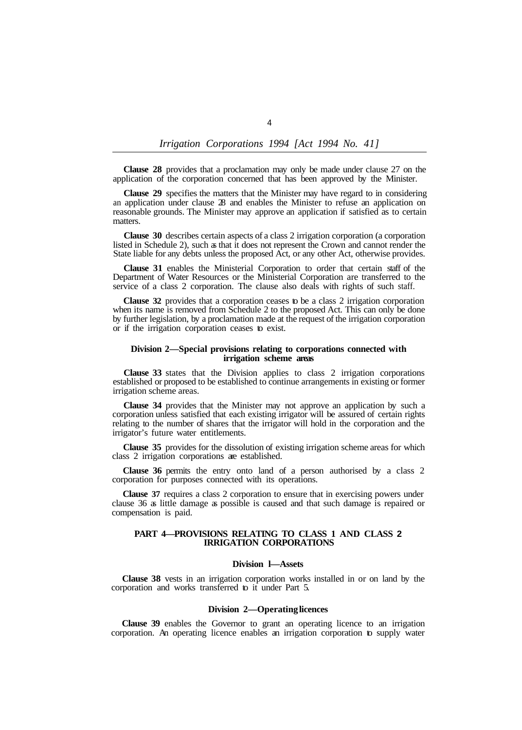**Clause 28** provides that a proclamation may only be made under clause 27 on the application of the corporation concerned that has been approved by the Minister.

**Clause 29** specifies the matters that the Minister may have regard to in considering an application under clause 28 and enables the Minister to refuse an application on reasonable grounds. The Minister may approve an application if satisfied as to certain matters.

**Clause 30** describes certain aspects of a class 2 irrigation corporation (a corporation listed in Schedule 2), such as that it does not represent the Crown and cannot render the State liable for any debts unless the proposed Act, or any other Act, otherwise provides.

**Clause 31** enables the Ministerial Corporation to order that certain staff of the Department of Water Resources or the Ministerial Corporation are transferred to the service of a class 2 corporation. The clause also deals with rights of such staff.

**Clause 32** provides that a corporation ceases to be a class 2 irrigation corporation when its name is removed from Schedule 2 to the proposed Act. This can only be done by further legislation, by a proclamation made at the request of the irrigation corporation or if the irrigation corporation ceases to exist.

#### Division 2—Special provisions relating to corporations connected with irrigation scheme areas

**Clause 33** states that the Division applies to class 2 irrigation corporations established or proposed to be established to continue arrangements in existing or former irrigation scheme areas.

**Clause 34** provides that the Minister may not approve an application by such a corporation unless satisfied that each existing irrigator will be assured of certain rights relating to the number of shares that the irrigator will hold in the corporation and the irrigator's future water entitlements.

**Clause 35** provides for the dissolution of existing irrigation scheme areas for which class 2 irrigation corporations are established.

**Clause 36** permits the entry onto land of a person authorised by a class 2 corporation for purposes connected with its operations.

**Clause 37** requires a class 2 corporation to ensure that in exercising powers under clause 36 as little damage as possible is caused and that such damage is repaired or compensation is paid.

### PART 4—PROVISIONS RELATING TO CLASS 1 AND CLASS 2 IRRIGATION CORPORATIONS

#### Division 1—Assets

**Clause 38** vests in an irrigation corporation works installed in or on land by the corporation and works transferred to it under Part 5.

#### Division 2—Operating licences

**Clause 39** enables the Governor to grant an operating licence to an irrigation corporation. An operating licence enables an irrigation corporation to supply water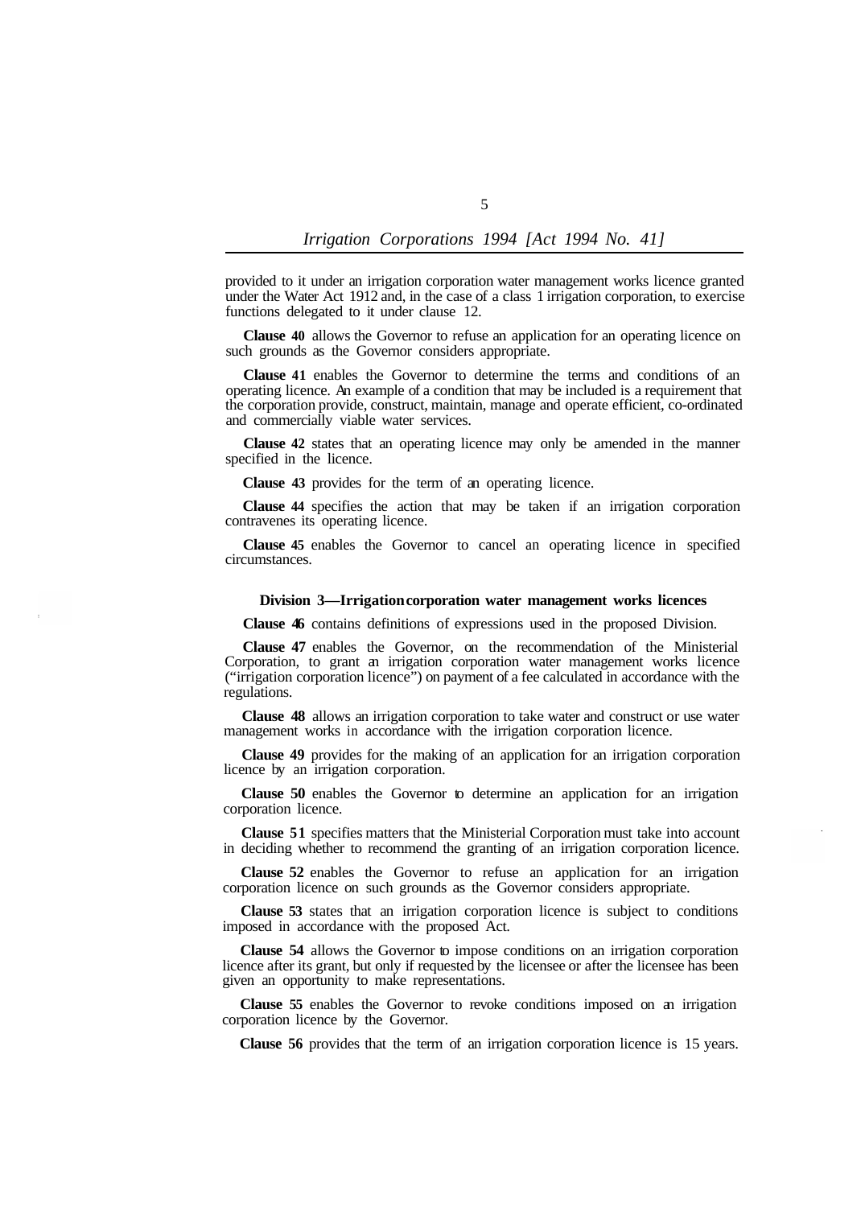provided to it under an irrigation corporation water management works licence granted under the Water Act 1912 and, in the case of a class 1 irrigation corporation, to exercise functions delegated to it under clause 12.

**Clause 40** allows the Governor to refuse an application for an operating licence on such grounds as the Governor considers appropriate.

**Clause 41** enables the Governor to determine the terms and conditions of an operating licence. An example of a condition that may be included is a requirement that the corporation provide, construct, maintain, manage and operate efficient, co-ordinated and commercially viable water services.

**Clause 42** states that an operating licence may only be amended in the manner specified in the licence.

**Clause 43** provides for the term of an operating licence.

**Clause 44** specifies the action that may be taken if an irrigation corporation contravenes its operating licence.

**Clause 45** enables the Governor to cancel an operating licence in specified circumstances.

### Division 3—Irrigation corporation water management works licences

**Clause 46** contains definitions of expressions used in the proposed Division.

**Clause 47** enables the Governor, on the recommendation of the Ministerial Corporation, to grant an irrigation corporation water management works licence ("irrigation corporation licence") on payment of a fee calculated in accordance with the regulations.

**Clause 48** allows an irrigation corporation to take water and construct or use water management works in accordance with the irrigation corporation licence.

**Clause 49** provides for the making of an application for an irrigation corporation licence by an irrigation corporation.

**Clause 50** enables the Governor to determine an application for an irrigation corporation licence.

**Clause 51** specifies matters that the Ministerial Corporation must take into account in deciding whether to recommend the granting of an irrigation corporation licence.

**Clause 52** enables the Governor to refuse an application for an irrigation corporation licence on such grounds as the Governor considers appropriate.

**Clause 53** states that an irrigation corporation licence is subject to conditions imposed in accordance with the proposed Act.

**Clause 54** allows the Governor to impose conditions on an irrigation corporation licence after its grant, but only if requested by the licensee or after the licensee has been given an opportunity to make representations.

**Clause 55** enables the Governor to revoke conditions imposed on an irrigation corporation licence by the Governor.

**Clause 56** provides that the term of an irrigation corporation licence is 15 years.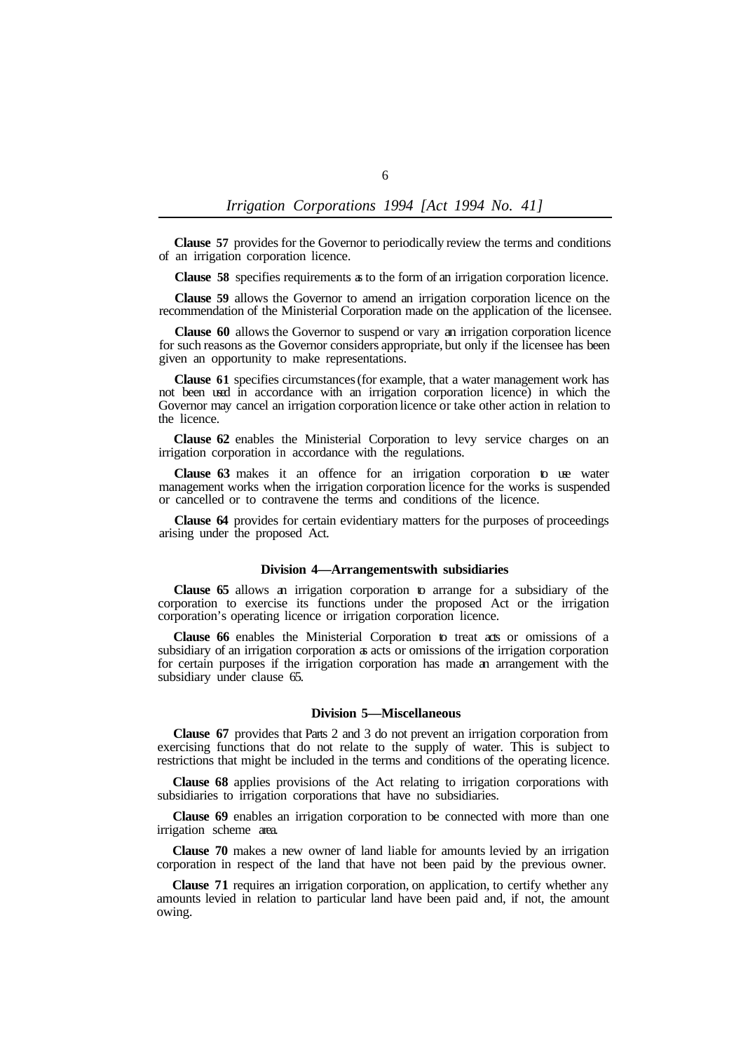**Clause 57** provides for the Governor to periodically review the terms and conditions of an irrigation corporation licence.

**Clause 58** specifies requirements as to the form of an irrigation corporation licence.

**Clause 59** allows the Governor to amend an irrigation corporation licence on the recommendation of the Ministerial Corporation made on the application of the licensee.

**Clause 60** allows the Governor to suspend or vary an irrigation corporation licence for such reasons as the Governor considers appropriate, but only if the licensee has been given an opportunity to make representations.

**Clause 61** specifies circumstances (for example, that a water management work has not been used in accordance with an irrigation corporation licence) in which the Governor may cancel an irrigation corporation licence or take other action in relation to the licence.

**Clause 62** enables the Ministerial Corporation to levy service charges on an irrigation corporation in accordance with the regulations.

**Clause 63** makes it an offence for an irrigation corporation to use water management works when the irrigation corporation licence for the works is suspended or cancelled or to contravene the terms and conditions of the licence.

**Clause 64** provides for certain evidentiary matters for the purposes of proceedings arising under the proposed Act.

#### Division 4—Arrangements with subsidiaries

**Clause 65** allows an irrigation corporation to arrange for a subsidiary of the corporation to exercise its functions under the proposed Act or the irrigation corporation's operating licence or irrigation corporation licence.

**Clause 66** enables the Ministerial Corporation to treat acts or omissions of a subsidiary of an irrigation corporation as acts or omissions of the irrigation corporation for certain purposes if the irrigation corporation has made an arrangement with the subsidiary under clause 65.

#### Division 5—Miscellaneous

**Clause 67** provides that Parts 2 and 3 do not prevent an irrigation corporation from exercising functions that do not relate to the supply of water. This is subject to restrictions that might be included in the terms and conditions of the operating licence.

**Clause 68** applies provisions of the Act relating to irrigation corporations with subsidiaries to irrigation corporations that have no subsidiaries.

**Clause 69** enables an irrigation corporation to be connected with more than one irrigation scheme area.

**Clause 70** makes a new owner of land liable for amounts levied by an irrigation corporation in respect of the land that have not been paid by the previous owner.

**Clause 71** requires an irrigation corporation, on application, to certify whether any amounts levied in relation to particular land have been paid and, if not, the amount owing.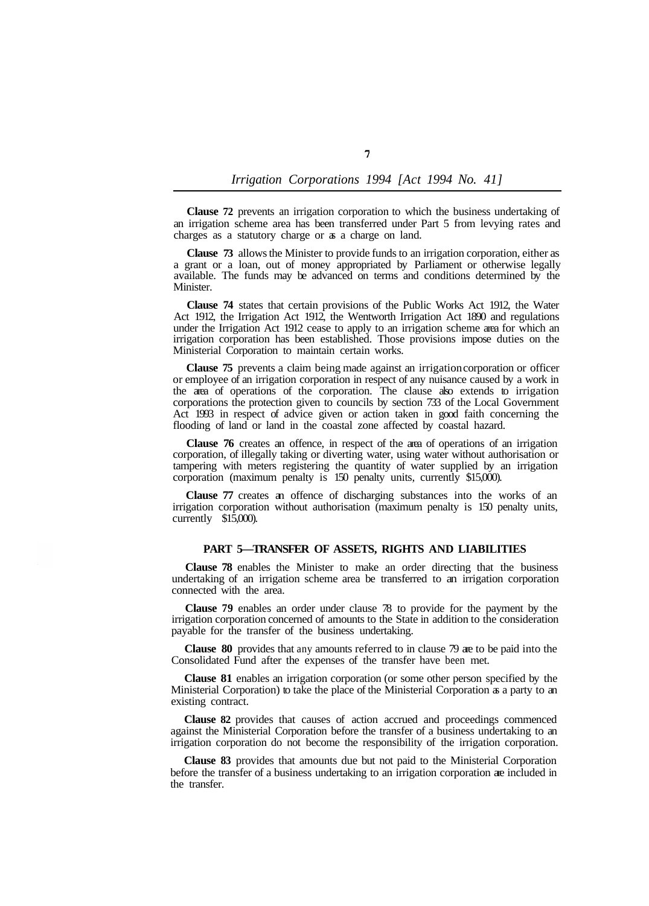**Clause 72** prevents an irrigation corporation to which the business undertaking of an irrigation scheme area has been transferred under Part 5 from levying rates and charges as a statutory charge or as a charge on land.

**Clause 73** allows the Minister to provide funds to an irrigation corporation, either as a grant or a loan, out of money appropriated by Parliament or otherwise legally available. The funds may be advanced on terms and conditions determined by the Minister.

**Clause 74** states that certain provisions of the Public Works Act 1912, the Water Act 1912, the Irrigation Act 1912, the Wentworth Irrigation Act 1890 and regulations under the Irrigation Act 1912 cease to apply to an irrigation scheme area for which an irrigation corporation has been established. Those provisions impose duties on the Ministerial Corporation to maintain certain works.

**Clause 75** prevents a claim being made against an irrigation corporation or officer or employee of an irrigation corporation in respect of any nuisance caused by a work in the area of operations of the corporation. The clause also extends to irrigation corporations the protection given to councils by section 733 of the Local Government Act 1993 in respect of advice given or action taken in good faith concerning the flooding of land or land in the coastal zone affected by coastal hazard.

**Clause 76** creates an offence, in respect of the area of operations of an irrigation corporation, of illegally taking or diverting water, using water without authorisation or tampering with meters registering the quantity of water supplied by an irrigation corporation (maximum penalty is 150 penalty units, currently $15,000).

**Clause 77** creates an offence of discharging substances into the works of an irrigation corporation without authorisation (maximum penalty is 150 penalty units, currently $15,000).

## PART 5—TRANSFER OF ASSETS, RIGHTS AND LIABILITIES

**Clause 78** enables the Minister to make an order directing that the business undertaking of an irrigation scheme area be transferred to an irrigation corporation connected with the area.

**Clause 79** enables an order under clause 78 to provide for the payment by the irrigation corporation concerned of amounts to the State in addition to the consideration payable for the transfer of the business undertaking.

**Clause 80** provides that any amounts referred to in clause 79 are to be paid into the Consolidated Fund after the expenses of the transfer have been met.

**Clause 81** enables an irrigation corporation (or some other person specified by the Ministerial Corporation) to take the place of the Ministerial Corporation as a party to an existing contract.

**Clause 82** provides that causes of action accrued and proceedings commenced against the Ministerial Corporation before the transfer of a business undertaking to an irrigation corporation do not become the responsibility of the irrigation corporation.

**Clause 83** provides that amounts due but not paid to the Ministerial Corporation before the transfer of a business undertaking to an irrigation corporation are included in the transfer.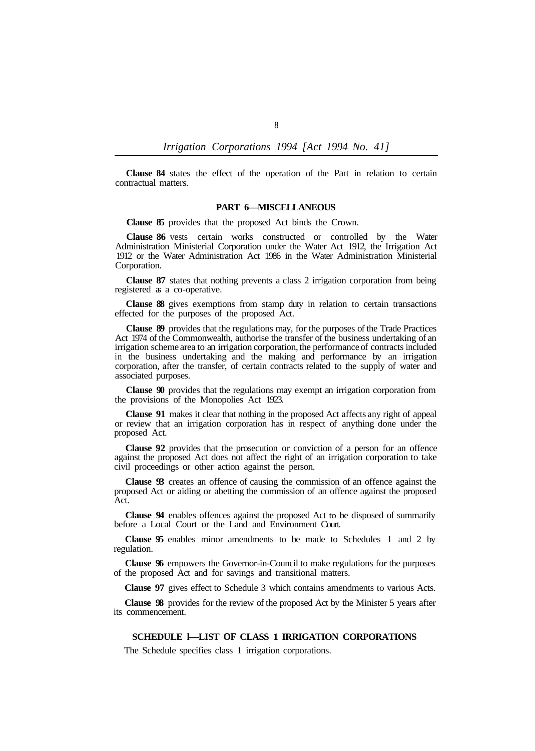**Clause 84** states the effect of the operation of the Part in relation to certain contractual matters.

### PART 6—MISCELLANEOUS

**Clause 85** provides that the proposed Act binds the Crown.

**Clause 86** vests certain works constructed or controlled by the Water Administration Ministerial Corporation under the Water Act 1912, the Irrigation Act 1912 or the Water Administration Act 1986 in the Water Administration Ministerial Corporation.

**Clause 87** states that nothing prevents a class 2 irrigation corporation from being registered as a co-operative.

**Clause 88** gives exemptions from stamp duty in relation to certain transactions effected for the purposes of the proposed Act.

**Clause 89** provides that the regulations may, for the purposes of the Trade Practices Act 1974 of the Commonwealth, authorise the transfer of the business undertaking of an irrigation scheme area to an irrigation corporation, the performance of contracts included in the business undertaking and the making and performance by an irrigation corporation, after the transfer, of certain contracts related to the supply of water and associated purposes.

**Clause 90** provides that the regulations may exempt an irrigation corporation from the provisions of the Monopolies Act 1923.

**Clause 91** makes it clear that nothing in the proposed Act affects any right of appeal or review that an irrigation corporation has in respect of anything done under the proposed Act.

**Clause 92** provides that the prosecution or conviction of a person for an offence against the proposed Act does not affect the right of an irrigation corporation to take civil proceedings or other action against the person.

**Clause 93** creates an offence of causing the commission of an offence against the proposed Act or aiding or abetting the commission of an offence against the proposed Act.

**Clause 94** enables offences against the proposed Act to be disposed of summarily before a Local Court or the Land and Environment Court.

**Clause 95** enables minor amendments to be made to Schedules 1 and 2 by regulation.

**Clause 96** empowers the Governor-in-Council to make regulations for the purposes of the proposed Act and for savings and transitional matters.

**Clause 97** gives effect to Schedule 3 which contains amendments to various Acts.

**Clause 98** provides for the review of the proposed Act by the Minister 5 years after its commencement.

### SCHEDULE 1—LIST OF CLASS 1 IRRIGATION CORPORATIONS

The Schedule specifies class 1 irrigation corporations.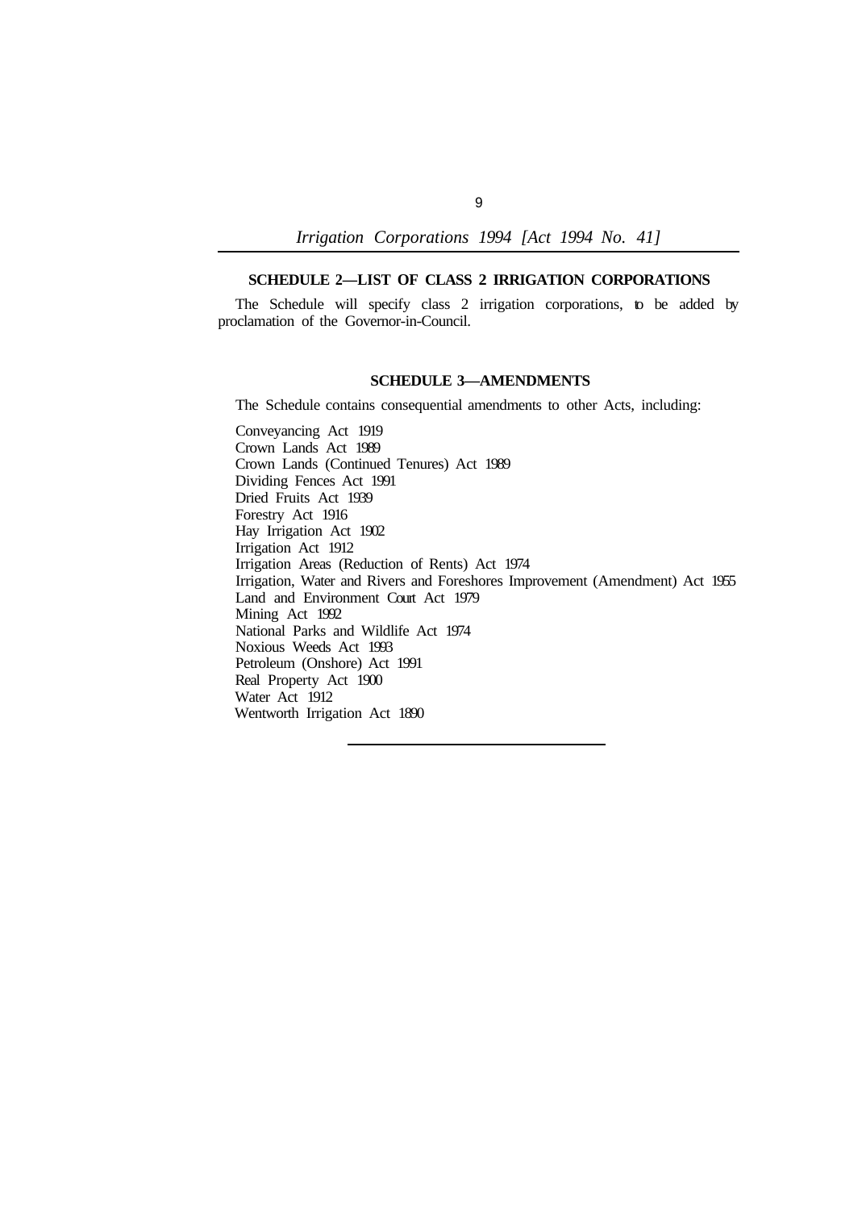## SCHEDULE 2—LIST OF CLASS 2 IRRIGATION CORPORATIONS

The Schedule will specify class 2 irrigation corporations, to be added by proclamation of the Governor-in-Council.

## SCHEDULE 3—AMENDMENTS

The Schedule contains consequential amendments to other Acts, including:

Conveyancing Act 1919
Crown Lands Act 1989
Crown Lands (Continued Tenures) Act 1989
Dividing Fences Act 1991
Dried Fruits Act 1939
Forestry Act 1916
Hay Irrigation Act 1902
Irrigation Act 1912
Irrigation Areas (Reduction of Rents) Act 1974
Irrigation, Water and Rivers and Foreshores Improvement (Amendment) Act 1955
Land and Environment Court Act 1979
Mining Act 1992
National Parks and Wildlife Act 1974
Noxious Weeds Act 1993
Petroleum (Onshore) Act 1991
Real Property Act 1900
Water Act 1912
Wentworth Irrigation Act 1890